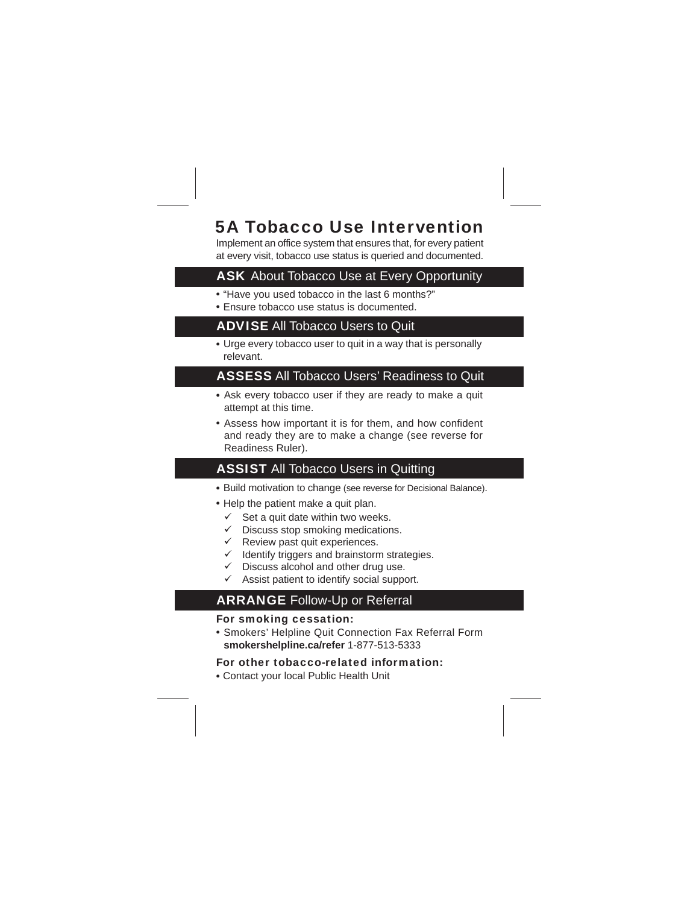# 5A Tobacco Use Intervention

Implement an office system that ensures that, for every patient at every visit, tobacco use status is queried and documented.

## ASK About Tobacco Use at Every Opportunity

- "Have you used tobacco in the last 6 months?"
- Ensure tobacco use status is documented.

## ADVISE All Tobacco Users to Quit

- Urge every tobacco user to quit in a way that is personally relevant.

## ASSESS All Tobacco Users' Readiness to Quit

- Ask every tobacco user if they are ready to make a quit attempt at this time.
- Assess how important it is for them, and how confident and ready they are to make a change (see reverse for Readiness Ruler).

## ASSIST All Tobacco Users in Quitting

- Build motivation to change (see reverse for Decisional Balance).
- Help the patient make a quit plan.
  - ✓ Set a quit date within two weeks.
  - ✓ Discuss stop smoking medications.
  - ✓ Review past quit experiences.
  - ✓ Identify triggers and brainstorm strategies.
  - ✓ Discuss alcohol and other drug use.
  - ✓ Assist patient to identify social support.

## ARRANGE Follow-Up or Referral

**For smoking cessation:**

- Smokers' Helpline Quit Connection Fax Referral Form **smokershelpline.ca/refer** 1-877-513-5333

**For other tobacco-related information:**

- Contact your local Public Health Unit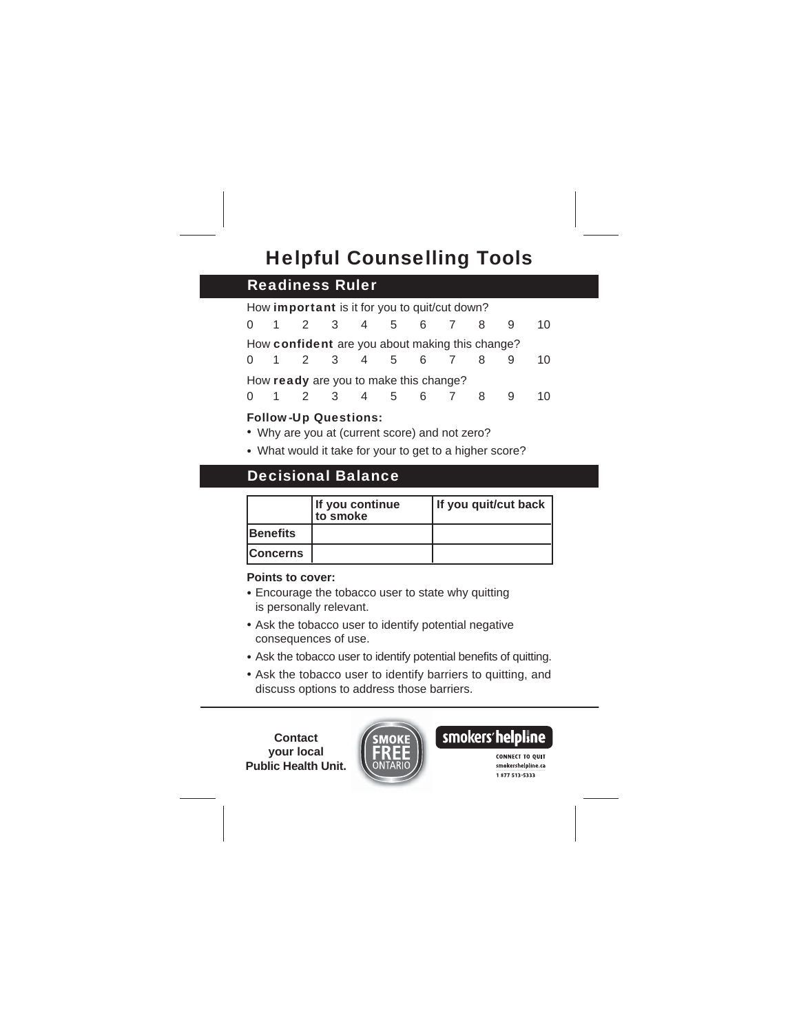# Helpful Counselling Tools

## Readiness Ruler

How **important** is it for you to quit/cut down?

0 1 2 3 4 5 6 7 8 9 10

How **confident** are you about making this change?

0 1 2 3 4 5 6 7 8 9 10

How **ready** are you to make this change?

0 1 2 3 4 5 6 7 8 9 10

**Follow-Up Questions:**

- Why are you at (current score) and not zero?
- What would it take for your to get to a higher score?

## Decisional Balance

| | If you continue to smoke | If you quit/cut back |
|---|---|---|
| **Benefits** | | |
| **Concerns** | | |

**Points to cover:**

- Encourage the tobacco user to state why quitting is personally relevant.
- Ask the tobacco user to identify potential negative consequences of use.
- Ask the tobacco user to identify potential benefits of quitting.
- Ask the tobacco user to identify barriers to quitting, and discuss options to address those barriers.

**Contact your local Public Health Unit.**

SMOKE FREE ONTARIO

smokers' helpline

CONNECT TO QUIT
smokershelpline.ca
1 877 513-5333